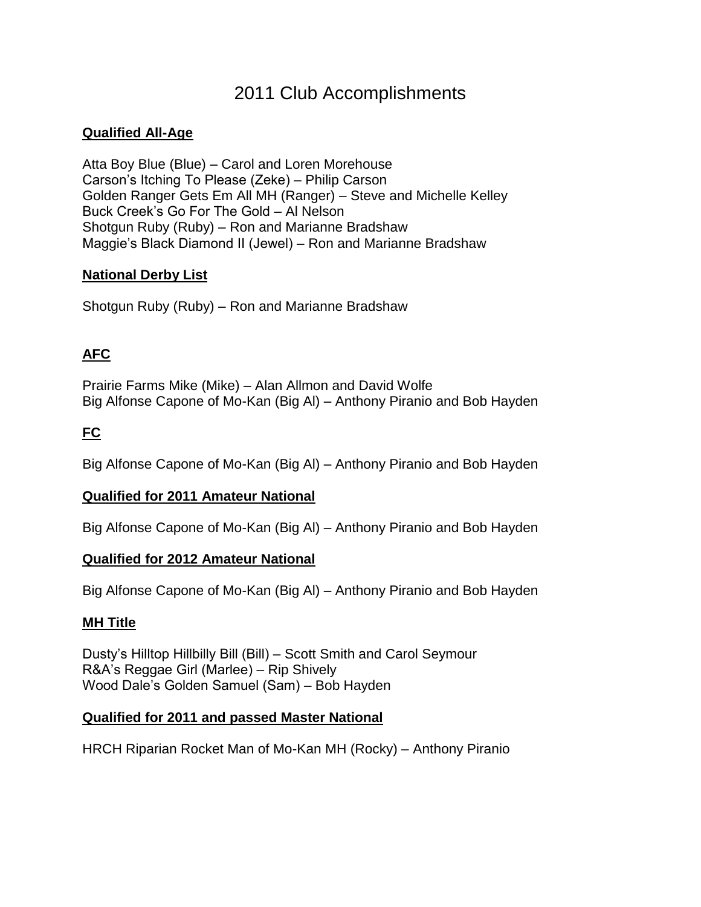# 2011 Club Accomplishments

## Qualified All-Age

Atta Boy Blue (Blue) – Carol and Loren Morehouse
Carson's Itching To Please (Zeke) – Philip Carson
Golden Ranger Gets Em All MH (Ranger) – Steve and Michelle Kelley
Buck Creek's Go For The Gold – Al Nelson
Shotgun Ruby (Ruby) – Ron and Marianne Bradshaw
Maggie's Black Diamond II (Jewel) – Ron and Marianne Bradshaw

## National Derby List

Shotgun Ruby (Ruby) – Ron and Marianne Bradshaw

## AFC

Prairie Farms Mike (Mike) – Alan Allmon and David Wolfe
Big Alfonse Capone of Mo-Kan (Big Al) – Anthony Piranio and Bob Hayden

## FC

Big Alfonse Capone of Mo-Kan (Big Al) – Anthony Piranio and Bob Hayden

## Qualified for 2011 Amateur National

Big Alfonse Capone of Mo-Kan (Big Al) – Anthony Piranio and Bob Hayden

## Qualified for 2012 Amateur National

Big Alfonse Capone of Mo-Kan (Big Al) – Anthony Piranio and Bob Hayden

## MH Title

Dusty's Hilltop Hillbilly Bill (Bill) – Scott Smith and Carol Seymour
R&A's Reggae Girl (Marlee) – Rip Shively
Wood Dale's Golden Samuel (Sam) – Bob Hayden

## Qualified for 2011 and passed Master National

HRCH Riparian Rocket Man of Mo-Kan MH (Rocky) – Anthony Piranio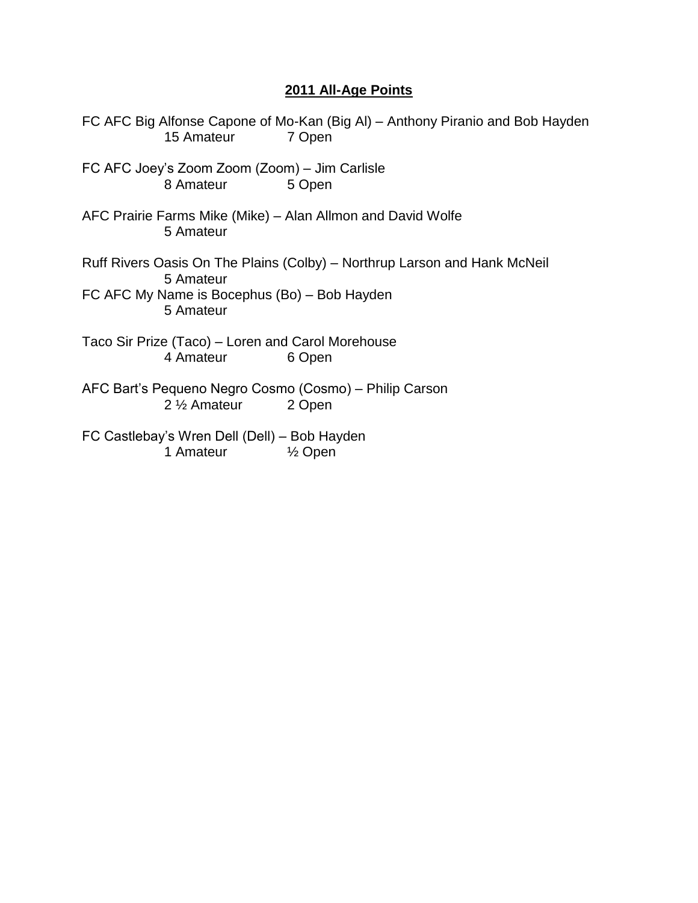**2011 All-Age Points**

FC AFC Big Alfonse Capone of Mo-Kan (Big Al) – Anthony Piranio and Bob Hayden
15 Amateur 7 Open

FC AFC Joey's Zoom Zoom (Zoom) – Jim Carlisle
8 Amateur 5 Open

AFC Prairie Farms Mike (Mike) – Alan Allmon and David Wolfe
5 Amateur

Ruff Rivers Oasis On The Plains (Colby) – Northrup Larson and Hank McNeil
5 Amateur

FC AFC My Name is Bocephus (Bo) – Bob Hayden
5 Amateur

Taco Sir Prize (Taco) – Loren and Carol Morehouse
4 Amateur 6 Open

AFC Bart's Pequeno Negro Cosmo (Cosmo) – Philip Carson
2 ½ Amateur 2 Open

FC Castlebay's Wren Dell (Dell) – Bob Hayden
1 Amateur ½ Open